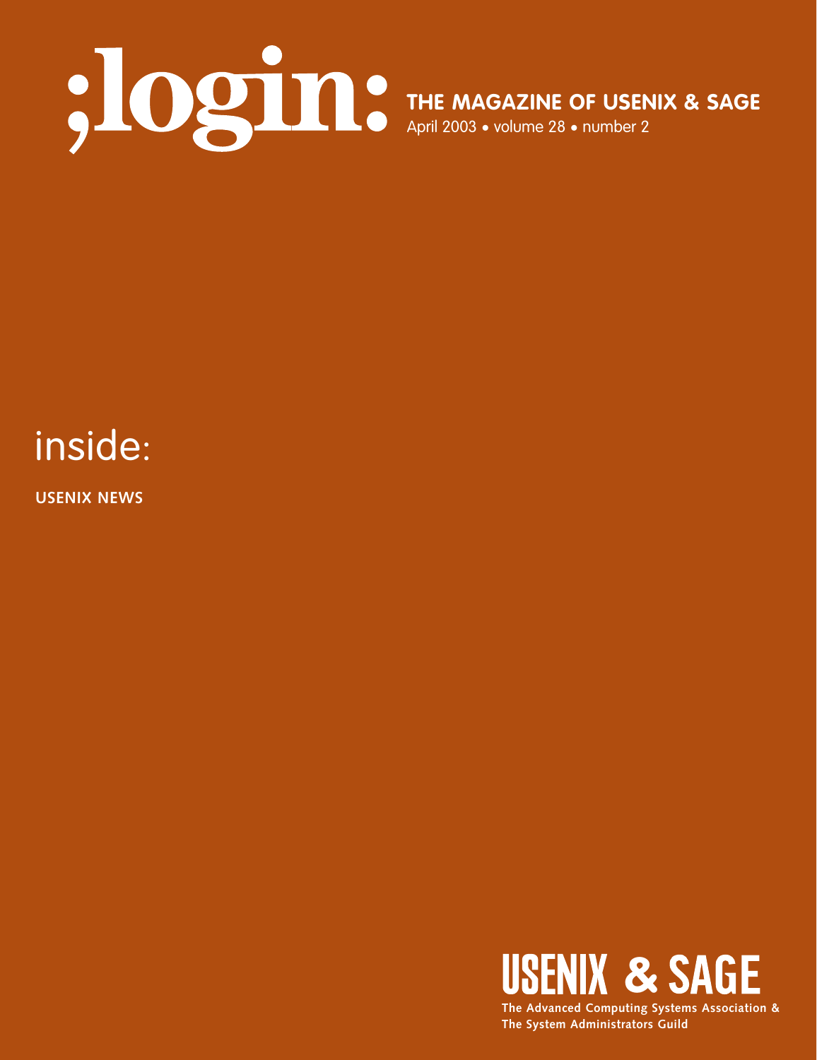# ;login:

**THE MAGAZINE OF USENIX & SAGE**

April 2003 • volume 28 • number 2

## inside:

**USENIX NEWS**

**USENIX & SAGE**

**The Advanced Computing Systems Association & The System Administrators Guild**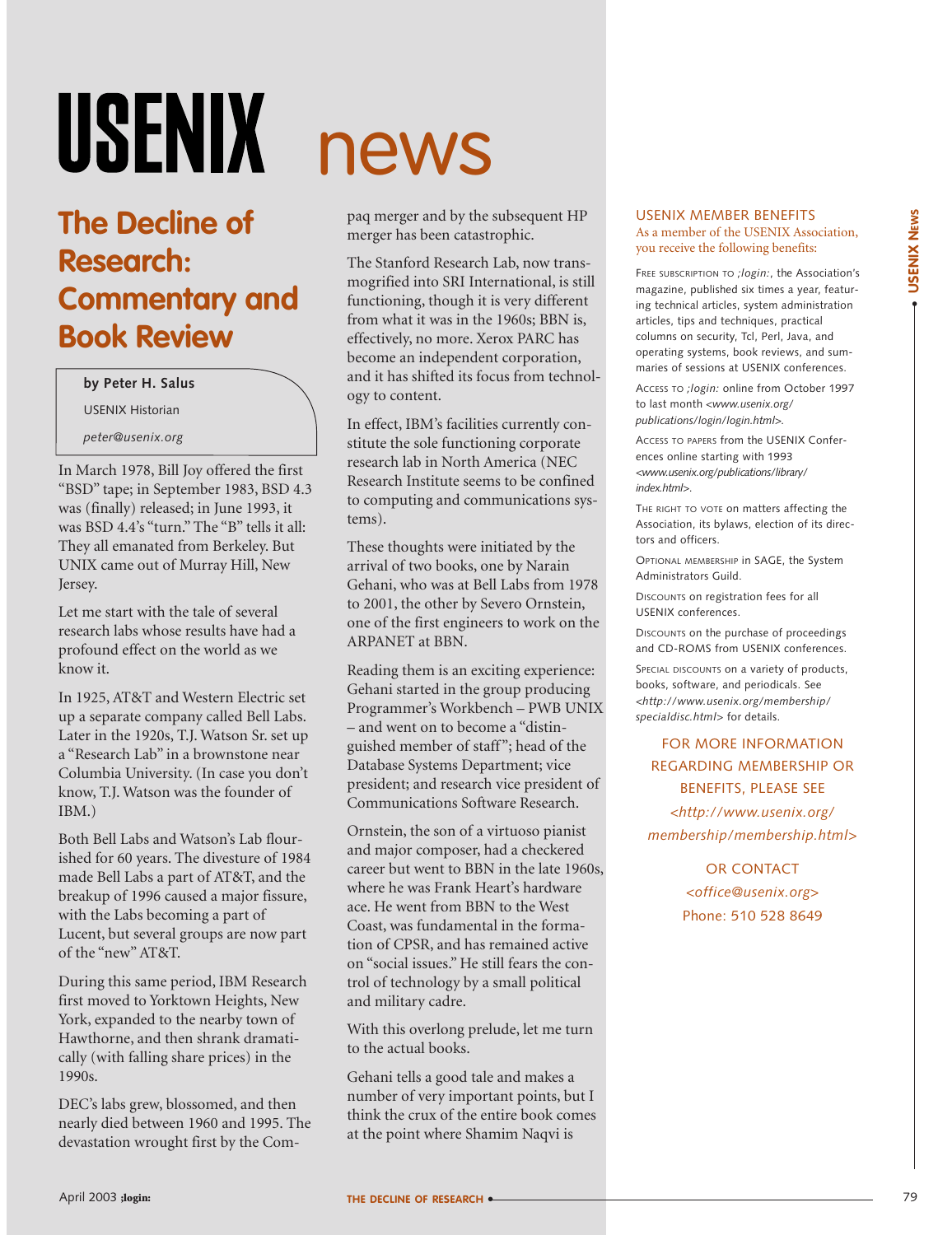# USENIX news

## The Decline of Research: Commentary and Book Review

**by Peter H. Salus**

USENIX Historian

*peter@usenix.org*

In March 1978, Bill Joy offered the first "BSD" tape; in September 1983, BSD 4.3 was (finally) released; in June 1993, it was BSD 4.4's "turn." The "B" tells it all: They all emanated from Berkeley. But UNIX came out of Murray Hill, New Jersey.

Let me start with the tale of several research labs whose results have had a profound effect on the world as we know it.

In 1925, AT&T and Western Electric set up a separate company called Bell Labs. Later in the 1920s, T.J. Watson Sr. set up a "Research Lab" in a brownstone near Columbia University. (In case you don't know, T.J. Watson was the founder of IBM.)

Both Bell Labs and Watson's Lab flourished for 60 years. The divesture of 1984 made Bell Labs a part of AT&T, and the breakup of 1996 caused a major fissure, with the Labs becoming a part of Lucent, but several groups are now part of the "new" AT&T.

During this same period, IBM Research first moved to Yorktown Heights, New York, expanded to the nearby town of Hawthorne, and then shrank dramatically (with falling share prices) in the 1990s.

DEC's labs grew, blossomed, and then nearly died between 1960 and 1995. The devastation wrought first by the Compaq merger and by the subsequent HP merger has been catastrophic.

The Stanford Research Lab, now transmogrified into SRI International, is still functioning, though it is very different from what it was in the 1960s; BBN is, effectively, no more. Xerox PARC has become an independent corporation, and it has shifted its focus from technology to content.

In effect, IBM's facilities currently constitute the sole functioning corporate research lab in North America (NEC Research Institute seems to be confined to computing and communications systems).

These thoughts were initiated by the arrival of two books, one by Narain Gehani, who was at Bell Labs from 1978 to 2001, the other by Severo Ornstein, one of the first engineers to work on the ARPANET at BBN.

Reading them is an exciting experience: Gehani started in the group producing Programmer's Workbench – PWB UNIX – and went on to become a "distinguished member of staff"; head of the Database Systems Department; vice president; and research vice president of Communications Software Research.

Ornstein, the son of a virtuoso pianist and major composer, had a checkered career but went to BBN in the late 1960s, where he was Frank Heart's hardware ace. He went from BBN to the West Coast, was fundamental in the formation of CPSR, and has remained active on "social issues." He still fears the control of technology by a small political and military cadre.

With this overlong prelude, let me turn to the actual books.

Gehani tells a good tale and makes a number of very important points, but I think the crux of the entire book comes at the point where Shamim Naqvi is

### USENIX MEMBER BENEFITS

As a member of the USENIX Association, you receive the following benefits:

FREE SUBSCRIPTION TO *;login:*, the Association's magazine, published six times a year, featuring technical articles, system administration articles, tips and techniques, practical columns on security, Tcl, Perl, Java, and operating systems, book reviews, and summaries of sessions at USENIX conferences.

ACCESS TO *;login:* online from October 1997 to last month *<www.usenix.org/publications/login/login.html>*.

ACCESS TO PAPERS from the USENIX Conferences online starting with 1993 *<www.usenix.org/publications/library/index.html>*.

THE RIGHT TO VOTE on matters affecting the Association, its bylaws, election of its directors and officers.

OPTIONAL MEMBERSHIP in SAGE, the System Administrators Guild.

DISCOUNTS on registration fees for all USENIX conferences.

DISCOUNTS on the purchase of proceedings and CD-ROMS from USENIX conferences.

SPECIAL DISCOUNTS on a variety of products, books, software, and periodicals. See *<http://www.usenix.org/membership/specialdisc.html>* for details.

FOR MORE INFORMATION REGARDING MEMBERSHIP OR BENEFITS, PLEASE SEE *<http://www.usenix.org/membership/membership.html>*

OR CONTACT *<office@usenix.org>* Phone: 510 528 8649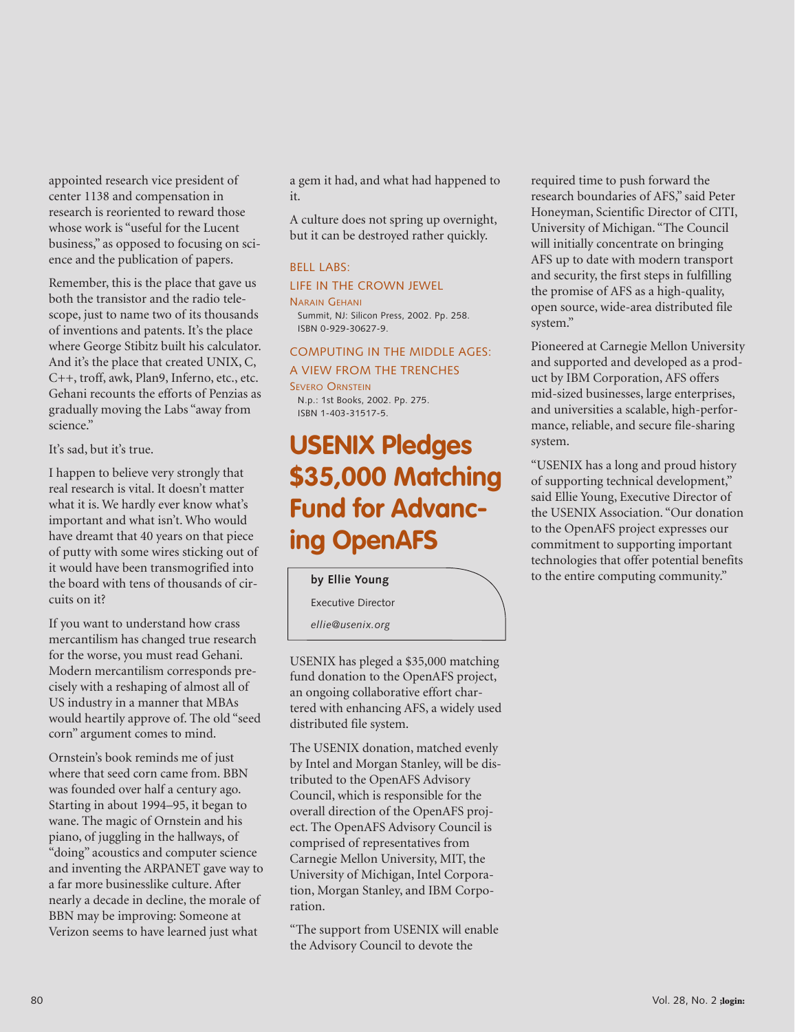appointed research vice president of center 1138 and compensation in research is reoriented to reward those whose work is "useful for the Lucent business," as opposed to focusing on science and the publication of papers.

Remember, this is the place that gave us both the transistor and the radio telescope, just to name two of its thousands of inventions and patents. It's the place where George Stibitz built his calculator. And it's the place that created UNIX, C, C++, troff, awk, Plan9, Inferno, etc., etc. Gehani recounts the efforts of Penzias as gradually moving the Labs "away from science."

It's sad, but it's true.

I happen to believe very strongly that real research is vital. It doesn't matter what it is. We hardly ever know what's important and what isn't. Who would have dreamt that 40 years on that piece of putty with some wires sticking out of it would have been transmogrified into the board with tens of thousands of circuits on it?

If you want to understand how crass mercantilism has changed true research for the worse, you must read Gehani. Modern mercantilism corresponds precisely with a reshaping of almost all of US industry in a manner that MBAs would heartily approve of. The old "seed corn" argument comes to mind.

Ornstein's book reminds me of just where that seed corn came from. BBN was founded over half a century ago. Starting in about 1994–95, it began to wane. The magic of Ornstein and his piano, of juggling in the hallways, of "doing" acoustics and computer science and inventing the ARPANET gave way to a far more businesslike culture. After nearly a decade in decline, the morale of BBN may be improving: Someone at Verizon seems to have learned just what a gem it had, and what had happened to it.

A culture does not spring up overnight, but it can be destroyed rather quickly.

BELL LABS:
LIFE IN THE CROWN JEWEL
NARAIN GEHANI
Summit, NJ: Silicon Press, 2002. Pp. 258.
ISBN 0-929-30627-9.

COMPUTING IN THE MIDDLE AGES:
A VIEW FROM THE TRENCHES
SEVERO ORNSTEIN
N.p.: 1st Books, 2002. Pp. 275.
ISBN 1-403-31517-5.

# USENIX Pledges $35,000 Matching Fund for Advancing OpenAFS

**by Ellie Young**

Executive Director

*ellie@usenix.org*

USENIX has pleged a $35,000 matching fund donation to the OpenAFS project, an ongoing collaborative effort chartered with enhancing AFS, a widely used distributed file system.

The USENIX donation, matched evenly by Intel and Morgan Stanley, will be distributed to the OpenAFS Advisory Council, which is responsible for the overall direction of the OpenAFS project. The OpenAFS Advisory Council is comprised of representatives from Carnegie Mellon University, MIT, the University of Michigan, Intel Corporation, Morgan Stanley, and IBM Corporation.

"The support from USENIX will enable the Advisory Council to devote the required time to push forward the research boundaries of AFS," said Peter Honeyman, Scientific Director of CITI, University of Michigan. "The Council will initially concentrate on bringing AFS up to date with modern transport and security, the first steps in fulfilling the promise of AFS as a high-quality, open source, wide-area distributed file system."

Pioneered at Carnegie Mellon University and supported and developed as a product by IBM Corporation, AFS offers mid-sized businesses, large enterprises, and universities a scalable, high-performance, reliable, and secure file-sharing system.

"USENIX has a long and proud history of supporting technical development," said Ellie Young, Executive Director of the USENIX Association. "Our donation to the OpenAFS project expresses our commitment to supporting important technologies that offer potential benefits to the entire computing community."